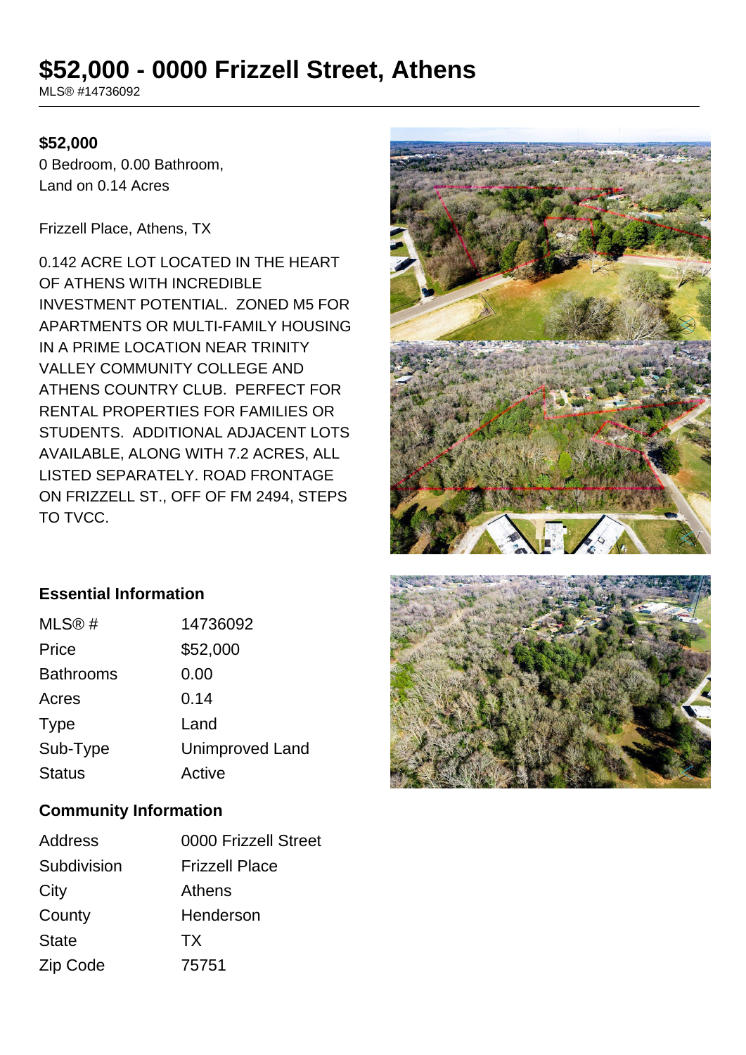# $52,000 - 0000 Frizzell Street, Athens

MLS® #14736092

**$52,000**

0 Bedroom, 0.00 Bathroom,
Land on 0.14 Acres

Frizzell Place, Athens, TX

0.142 ACRE LOT LOCATED IN THE HEART OF ATHENS WITH INCREDIBLE INVESTMENT POTENTIAL. ZONED M5 FOR APARTMENTS OR MULTI-FAMILY HOUSING IN A PRIME LOCATION NEAR TRINITY VALLEY COMMUNITY COLLEGE AND ATHENS COUNTRY CLUB. PERFECT FOR RENTAL PROPERTIES FOR FAMILIES OR STUDENTS. ADDITIONAL ADJACENT LOTS AVAILABLE, ALONG WITH 7.2 ACRES, ALL LISTED SEPARATELY. ROAD FRONTAGE ON FRIZZELL ST., OFF OF FM 2494, STEPS TO TVCC.

## Essential Information

| | |
|---|---|
| MLS® # | 14736092 |
| Price | $52,000 |
| Bathrooms | 0.00 |
| Acres | 0.14 |
| Type | Land |
| Sub-Type | Unimproved Land |
| Status | Active |

## Community Information

| | |
|---|---|
| Address | 0000 Frizzell Street |
| Subdivision | Frizzell Place |
| City | Athens |
| County | Henderson |
| State | TX |
| Zip Code | 75751 |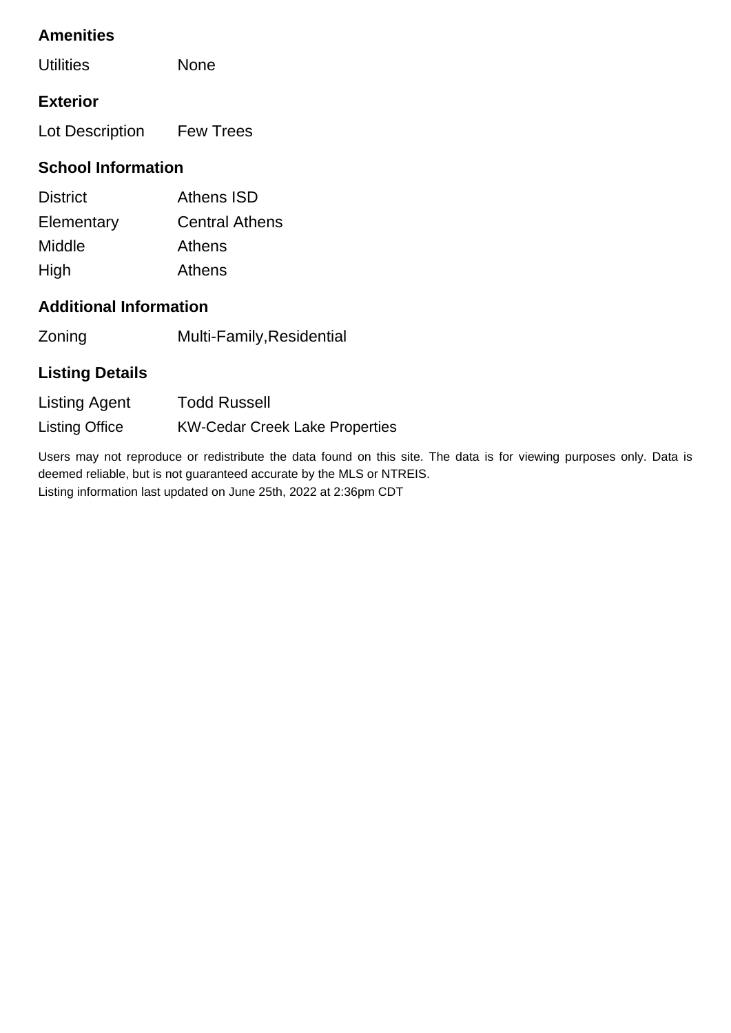### Amenities

| | |
|---|---|
| Utilities | None |

### Exterior

| | |
|---|---|
| Lot Description | Few Trees |

### School Information

| | |
|---|---|
| District | Athens ISD |
| Elementary | Central Athens |
| Middle | Athens |
| High | Athens |

### Additional Information

| | |
|---|---|
| Zoning | Multi-Family,Residential |

### Listing Details

| | |
|---|---|
| Listing Agent | Todd Russell |
| Listing Office | KW-Cedar Creek Lake Properties |

Users may not reproduce or redistribute the data found on this site. The data is for viewing purposes only. Data is deemed reliable, but is not guaranteed accurate by the MLS or NTREIS.
Listing information last updated on June 25th, 2022 at 2:36pm CDT